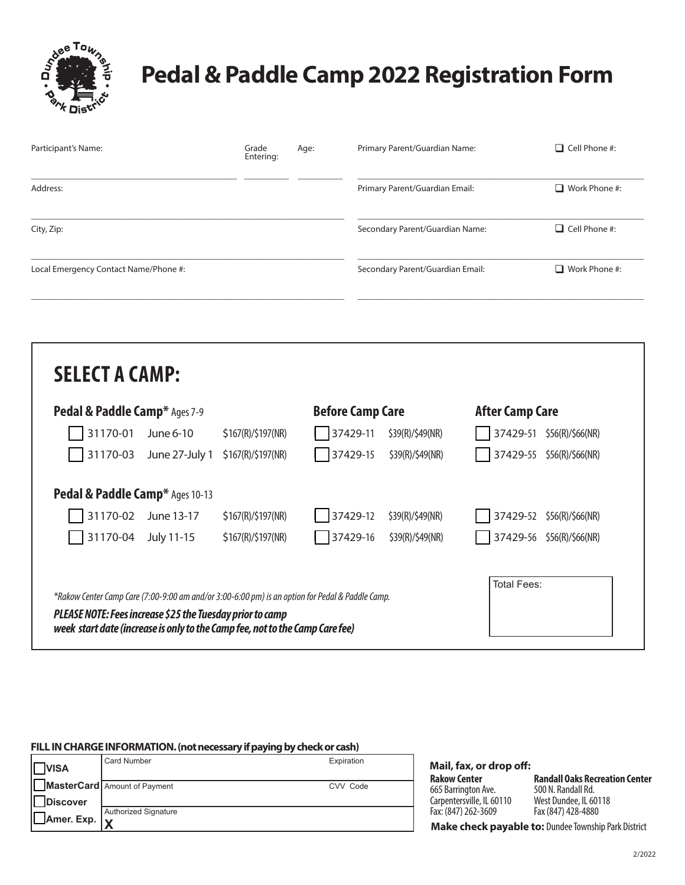# Pedal & Paddle Camp 2022 Registration Form

| Participant's Name: | Grade Entering: | Age: | Primary Parent/Guardian Name: | ❑ Cell Phone #: |
|---|---|---|---|---|
| Address: | | | Primary Parent/Guardian Email: | ❑ Work Phone #: |
| City, Zip: | | | Secondary Parent/Guardian Name: | ❑ Cell Phone #: |
| Local Emergency Contact Name/Phone #: | | | Secondary Parent/Guardian Email: | ❑ Work Phone #: |

## SELECT A CAMP:

### Pedal & Paddle Camp* Ages 7-9

| Pedal & Paddle Camp* | | | Before Camp Care | | After Camp Care | |
|---|---|---|---|---|---|---|
| ☐ 31170-01 | June 6-10 | $167(R)/$197(NR) | ☐ 37429-11 | $39(R)/$49(NR) | ☐ 37429-51 | $56(R)/$66(NR) |
| ☐ 31170-03 | June 27-July 1 | $167(R)/$197(NR) | ☐ 37429-15 | $39(R)/$49(NR) | ☐ 37429-55 | $56(R)/$66(NR) |

### Pedal & Paddle Camp* Ages 10-13

| Pedal & Paddle Camp* | | | Before Camp Care | | After Camp Care | |
|---|---|---|---|---|---|---|
| ☐ 31170-02 | June 13-17 | $167(R)/$197(NR) | ☐ 37429-12 | $39(R)/$49(NR) | ☐ 37429-52 | $56(R)/$66(NR) |
| ☐ 31170-04 | July 11-15 | $167(R)/$197(NR) | ☐ 37429-16 | $39(R)/$49(NR) | ☐ 37429-56 | $56(R)/$66(NR) |

*Rakow Center Camp Care (7:00-9:00 am and/or 3:00-6:00 pm) is an option for Pedal & Paddle Camp.*

***PLEASE NOTE: Fees increase $25 the Tuesday prior to camp week start date (increase is only to the Camp fee, not to the Camp Care fee)***

Total Fees:

**FILL IN CHARGE INFORMATION. (not necessary if paying by check or cash)**

| | | |
|---|---|---|
| ☐ VISA | Card Number | Expiration |
| ☐ MasterCard | Amount of Payment | CVV Code |
| ☐ Discover | Authorized Signature | |
| ☐ Amer. Exp. | X | |

**Mail, fax, or drop off:**

**Rakow Center**
665 Barrington Ave.
Carpentersville, IL 60110
Fax: (847) 262-3609

**Randall Oaks Recreation Center**
500 N. Randall Rd.
West Dundee, IL 60118
Fax (847) 428-4880

**Make check payable to:** Dundee Township Park District

2/2022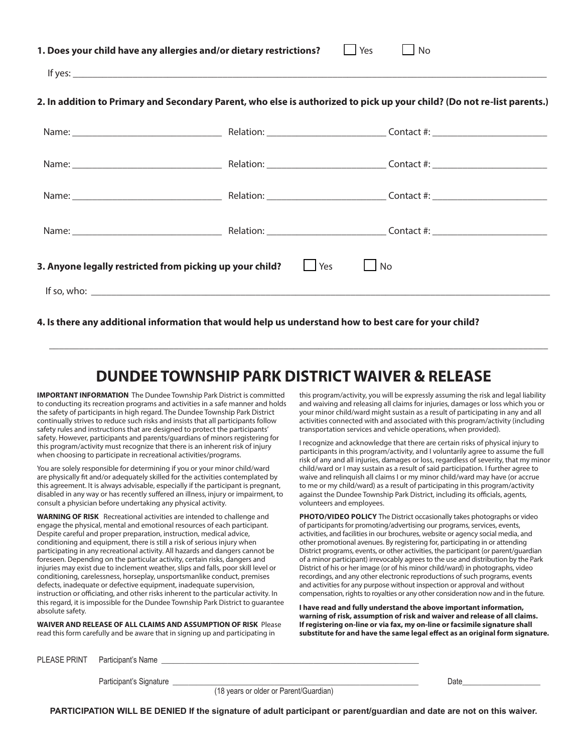**1. Does your child have any allergies and/or dietary restrictions?** ☐ Yes ☐ No

If yes: ______________________________________________________________________________

**2. In addition to Primary and Secondary Parent, who else is authorized to pick up your child? (Do not re-list parents.)**

Name: ____________________________ Relation: ______________________ Contact #: ______________________

Name: ____________________________ Relation: ______________________ Contact #: ______________________

Name: ____________________________ Relation: ______________________ Contact #: ______________________

Name: ____________________________ Relation: ______________________ Contact #: ______________________

**3. Anyone legally restricted from picking up your child?** ☐ Yes ☐ No

If so, who: ______________________________________________________________________________

**4. Is there any additional information that would help us understand how to best care for your child?**

______________________________________________________________________________

# DUNDEE TOWNSHIP PARK DISTRICT WAIVER & RELEASE

**IMPORTANT INFORMATION** The Dundee Township Park District is committed to conducting its recreation programs and activities in a safe manner and holds the safety of participants in high regard. The Dundee Township Park District continually strives to reduce such risks and insists that all participants follow safety rules and instructions that are designed to protect the participants' safety. However, participants and parents/guardians of minors registering for this program/activity must recognize that there is an inherent risk of injury when choosing to participate in recreational activities/programs.

You are solely responsible for determining if you or your minor child/ward are physically fit and/or adequately skilled for the activities contemplated by this agreement. It is always advisable, especially if the participant is pregnant, disabled in any way or has recently suffered an illness, injury or impairment, to consult a physician before undertaking any physical activity.

**WARNING OF RISK** Recreational activities are intended to challenge and engage the physical, mental and emotional resources of each participant. Despite careful and proper preparation, instruction, medical advice, conditioning and equipment, there is still a risk of serious injury when participating in any recreational activity. All hazards and dangers cannot be foreseen. Depending on the particular activity, certain risks, dangers and injuries may exist due to inclement weather, slips and falls, poor skill level or conditioning, carelessness, horseplay, unsportsmanlike conduct, premises defects, inadequate or defective equipment, inadequate supervision, instruction or officiating, and other risks inherent to the particular activity. In this regard, it is impossible for the Dundee Township Park District to guarantee absolute safety.

**WAIVER AND RELEASE OF ALL CLAIMS AND ASSUMPTION OF RISK** Please read this form carefully and be aware that in signing up and participating in this program/activity, you will be expressly assuming the risk and legal liability and waiving and releasing all claims for injuries, damages or loss which you or your minor child/ward might sustain as a result of participating in any and all activities connected with and associated with this program/activity (including transportation services and vehicle operations, when provided).

I recognize and acknowledge that there are certain risks of physical injury to participants in this program/activity, and I voluntarily agree to assume the full risk of any and all injuries, damages or loss, regardless of severity, that my minor child/ward or I may sustain as a result of said participation. I further agree to waive and relinquish all claims I or my minor child/ward may have (or accrue to me or my child/ward) as a result of participating in this program/activity against the Dundee Township Park District, including its officials, agents, volunteers and employees.

**PHOTO/VIDEO POLICY** The District occasionally takes photographs or video of participants for promoting/advertising our programs, services, events, activities, and facilities in our brochures, website or agency social media, and other promotional avenues. By registering for, participating in or attending District programs, events, or other activities, the participant (or parent/guardian of a minor participant) irrevocably agrees to the use and distribution by the Park District of his or her image (or of his minor child/ward) in photographs, video recordings, and any other electronic reproductions of such programs, events and activities for any purpose without inspection or approval and without compensation, rights to royalties or any other consideration now and in the future.

**I have read and fully understand the above important information, warning of risk, assumption of risk and waiver and release of all claims. If registering on-line or via fax, my on-line or facsimile signature shall substitute for and have the same legal effect as an original form signature.**

PLEASE PRINT Participant's Name ______________________________________________

Participant's Signature ______________________________________________ Date__________________

(18 years or older or Parent/Guardian)

**PARTICIPATION WILL BE DENIED If the signature of adult participant or parent/guardian and date are not on this waiver.**